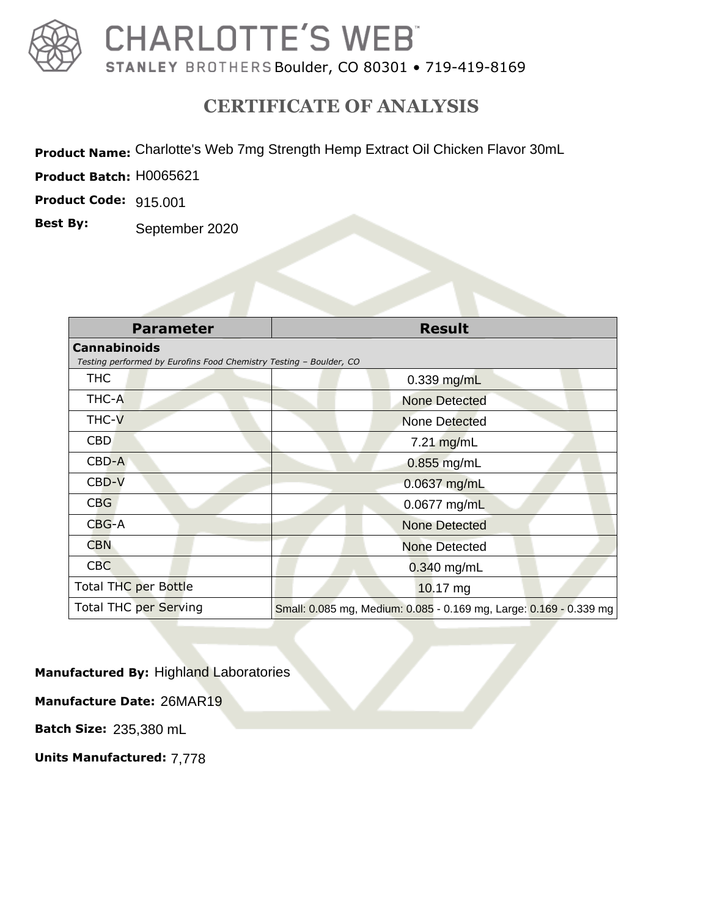# CHARLOTTE'S WEB™

STANLEY BROTHERS Boulder, CO 80301 • 719-419-8169

## CERTIFICATE OF ANALYSIS

**Product Name:** Charlotte's Web 7mg Strength Hemp Extract Oil Chicken Flavor 30mL

**Product Batch:** H0065621

**Product Code:** 915.001

**Best By:** September 2020

| Parameter | Result |
|---|---|
| **Cannabinoids** *Testing performed by Eurofins Food Chemistry Testing – Boulder, CO* | |
| THC | 0.339 mg/mL |
| THC-A | None Detected |
| THC-V | None Detected |
| CBD | 7.21 mg/mL |
| CBD-A | 0.855 mg/mL |
| CBD-V | 0.0637 mg/mL |
| CBG | 0.0677 mg/mL |
| CBG-A | None Detected |
| CBN | None Detected |
| CBC | 0.340 mg/mL |
| Total THC per Bottle | 10.17 mg |
| Total THC per Serving | Small: 0.085 mg, Medium: 0.085 - 0.169 mg, Large: 0.169 - 0.339 mg |

**Manufactured By:** Highland Laboratories

**Manufacture Date:** 26MAR19

**Batch Size:** 235,380 mL

**Units Manufactured:** 7,778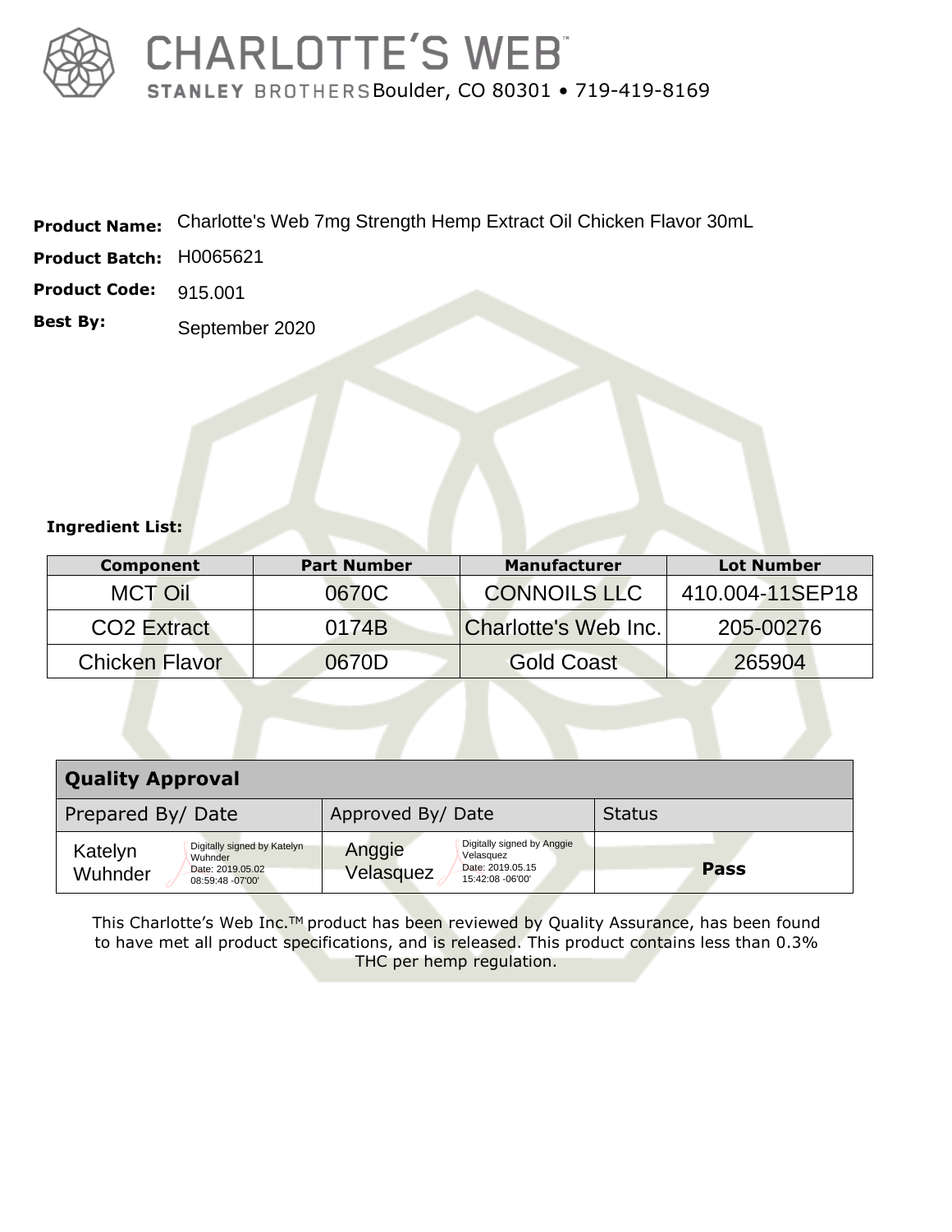# CHARLOTTE'S WEB™

STANLEY BROTHERS Boulder, CO 80301 • 719-419-8169

**Product Name:** Charlotte's Web 7mg Strength Hemp Extract Oil Chicken Flavor 30mL

**Product Batch:** H0065621

**Product Code:** 915.001

**Best By:** September 2020

**Ingredient List:**

| Component | Part Number | Manufacturer | Lot Number |
|---|---|---|---|
| MCT Oil | 0670C | CONNOILS LLC | 410.004-11SEP18 |
| $CO_2$ Extract | 0174B | Charlotte's Web Inc. | 205-00276 |
| Chicken Flavor | 0670D | Gold Coast | 265904 |

| Quality Approval | | |
|---|---|---|
| Prepared By/ Date | Approved By/ Date | Status |
| Katelyn Wuhnder (Digitally signed by Katelyn Wuhnder Date: 2019.05.02 08:59:48 -07'00') | Anggie Velasquez (Digitally signed by Anggie Velasquez Date: 2019.05.15 15:42:08 -06'00') | **Pass** |

This Charlotte's Web Inc.™ product has been reviewed by Quality Assurance, has been found to have met all product specifications, and is released. This product contains less than 0.3% THC per hemp regulation.